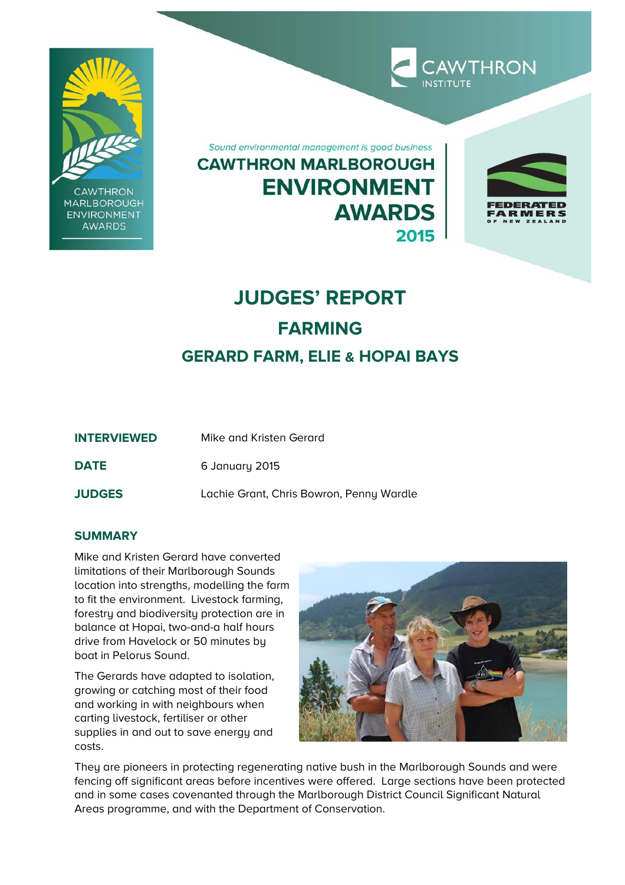*Sound environmental management is good business*

**CAWTHRON MARLBOROUGH ENVIRONMENT AWARDS 2015**

# JUDGES' REPORT

## FARMING

## GERARD FARM, ELIE & HOPAI BAYS

| | |
|---|---|
| **INTERVIEWED** | Mike and Kristen Gerard |
| **DATE** | 6 January 2015 |
| **JUDGES** | Lachie Grant, Chris Bowron, Penny Wardle |

### SUMMARY

Mike and Kristen Gerard have converted limitations of their Marlborough Sounds location into strengths, modelling the farm to fit the environment. Livestock farming, forestry and biodiversity protection are in balance at Hopai, two-and-a half hours drive from Havelock or 50 minutes by boat in Pelorus Sound.

The Gerards have adapted to isolation, growing or catching most of their food and working in with neighbours when carting livestock, fertiliser or other supplies in and out to save energy and costs.

They are pioneers in protecting regenerating native bush in the Marlborough Sounds and were fencing off significant areas before incentives were offered. Large sections have been protected and in some cases covenanted through the Marlborough District Council Significant Natural Areas programme, and with the Department of Conservation.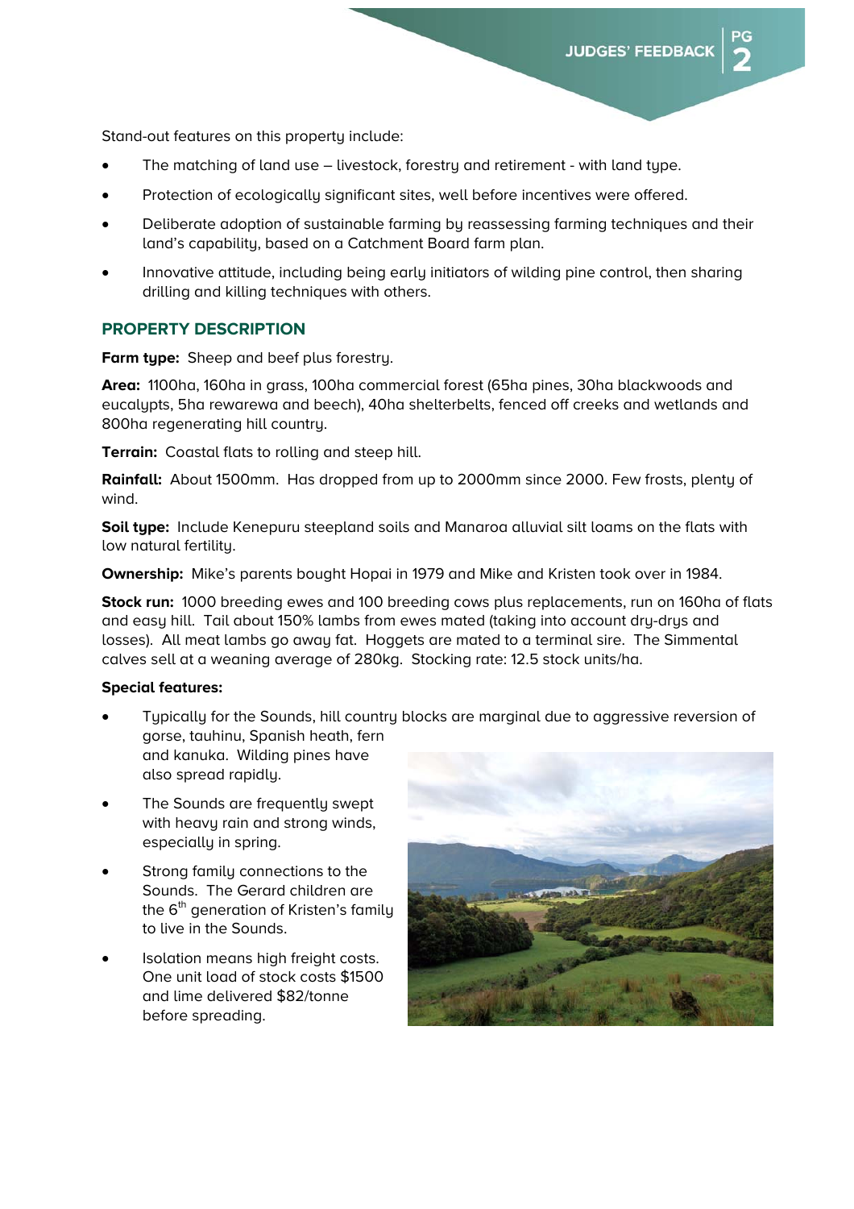Stand-out features on this property include:

- The matching of land use – livestock, forestry and retirement - with land type.
- Protection of ecologically significant sites, well before incentives were offered.
- Deliberate adoption of sustainable farming by reassessing farming techniques and their land's capability, based on a Catchment Board farm plan.
- Innovative attitude, including being early initiators of wilding pine control, then sharing drilling and killing techniques with others.

## PROPERTY DESCRIPTION

**Farm type:** Sheep and beef plus forestry.

**Area:** 1100ha, 160ha in grass, 100ha commercial forest (65ha pines, 30ha blackwoods and eucalypts, 5ha rewarewa and beech), 40ha shelterbelts, fenced off creeks and wetlands and 800ha regenerating hill country.

**Terrain:** Coastal flats to rolling and steep hill.

**Rainfall:** About 1500mm. Has dropped from up to 2000mm since 2000. Few frosts, plenty of wind.

**Soil type:** Include Kenepuru steepland soils and Manaroa alluvial silt loams on the flats with low natural fertility.

**Ownership:** Mike's parents bought Hopai in 1979 and Mike and Kristen took over in 1984.

**Stock run:** 1000 breeding ewes and 100 breeding cows plus replacements, run on 160ha of flats and easy hill. Tail about 150% lambs from ewes mated (taking into account dry-drys and losses). All meat lambs go away fat. Hoggets are mated to a terminal sire. The Simmental calves sell at a weaning average of 280kg. Stocking rate: 12.5 stock units/ha.

**Special features:**

- Typically for the Sounds, hill country blocks are marginal due to aggressive reversion of gorse, tauhinu, Spanish heath, fern and kanuka. Wilding pines have also spread rapidly.
- The Sounds are frequently swept with heavy rain and strong winds, especially in spring.
- Strong family connections to the Sounds. The Gerard children are the 6th generation of Kristen's family to live in the Sounds.
- Isolation means high freight costs. One unit load of stock costs $1500 and lime delivered $82/tonne before spreading.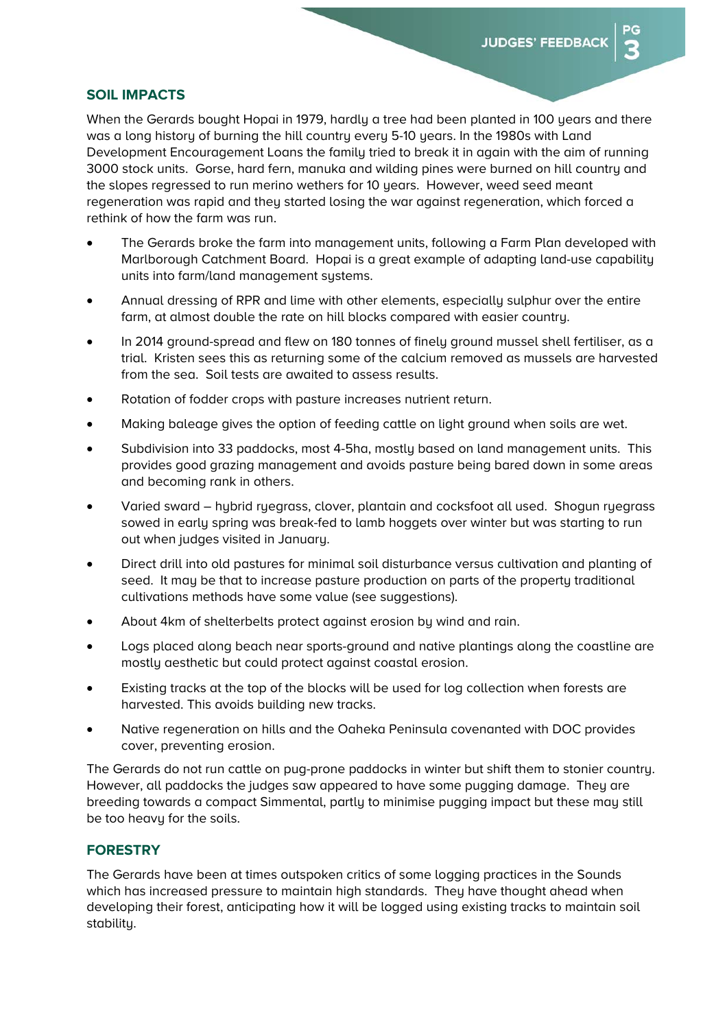## SOIL IMPACTS

When the Gerards bought Hopai in 1979, hardly a tree had been planted in 100 years and there was a long history of burning the hill country every 5-10 years. In the 1980s with Land Development Encouragement Loans the family tried to break it in again with the aim of running 3000 stock units. Gorse, hard fern, manuka and wilding pines were burned on hill country and the slopes regressed to run merino wethers for 10 years. However, weed seed meant regeneration was rapid and they started losing the war against regeneration, which forced a rethink of how the farm was run.

- The Gerards broke the farm into management units, following a Farm Plan developed with Marlborough Catchment Board. Hopai is a great example of adapting land-use capability units into farm/land management systems.
- Annual dressing of RPR and lime with other elements, especially sulphur over the entire farm, at almost double the rate on hill blocks compared with easier country.
- In 2014 ground-spread and flew on 180 tonnes of finely ground mussel shell fertiliser, as a trial. Kristen sees this as returning some of the calcium removed as mussels are harvested from the sea. Soil tests are awaited to assess results.
- Rotation of fodder crops with pasture increases nutrient return.
- Making baleage gives the option of feeding cattle on light ground when soils are wet.
- Subdivision into 33 paddocks, most 4-5ha, mostly based on land management units. This provides good grazing management and avoids pasture being bared down in some areas and becoming rank in others.
- Varied sward – hybrid ryegrass, clover, plantain and cocksfoot all used. Shogun ryegrass sowed in early spring was break-fed to lamb hoggets over winter but was starting to run out when judges visited in January.
- Direct drill into old pastures for minimal soil disturbance versus cultivation and planting of seed. It may be that to increase pasture production on parts of the property traditional cultivations methods have some value (see suggestions).
- About 4km of shelterbelts protect against erosion by wind and rain.
- Logs placed along beach near sports-ground and native plantings along the coastline are mostly aesthetic but could protect against coastal erosion.
- Existing tracks at the top of the blocks will be used for log collection when forests are harvested. This avoids building new tracks.
- Native regeneration on hills and the Oaheka Peninsula covenanted with DOC provides cover, preventing erosion.

The Gerards do not run cattle on pug-prone paddocks in winter but shift them to stonier country. However, all paddocks the judges saw appeared to have some pugging damage. They are breeding towards a compact Simmental, partly to minimise pugging impact but these may still be too heavy for the soils.

## FORESTRY

The Gerards have been at times outspoken critics of some logging practices in the Sounds which has increased pressure to maintain high standards. They have thought ahead when developing their forest, anticipating how it will be logged using existing tracks to maintain soil stability.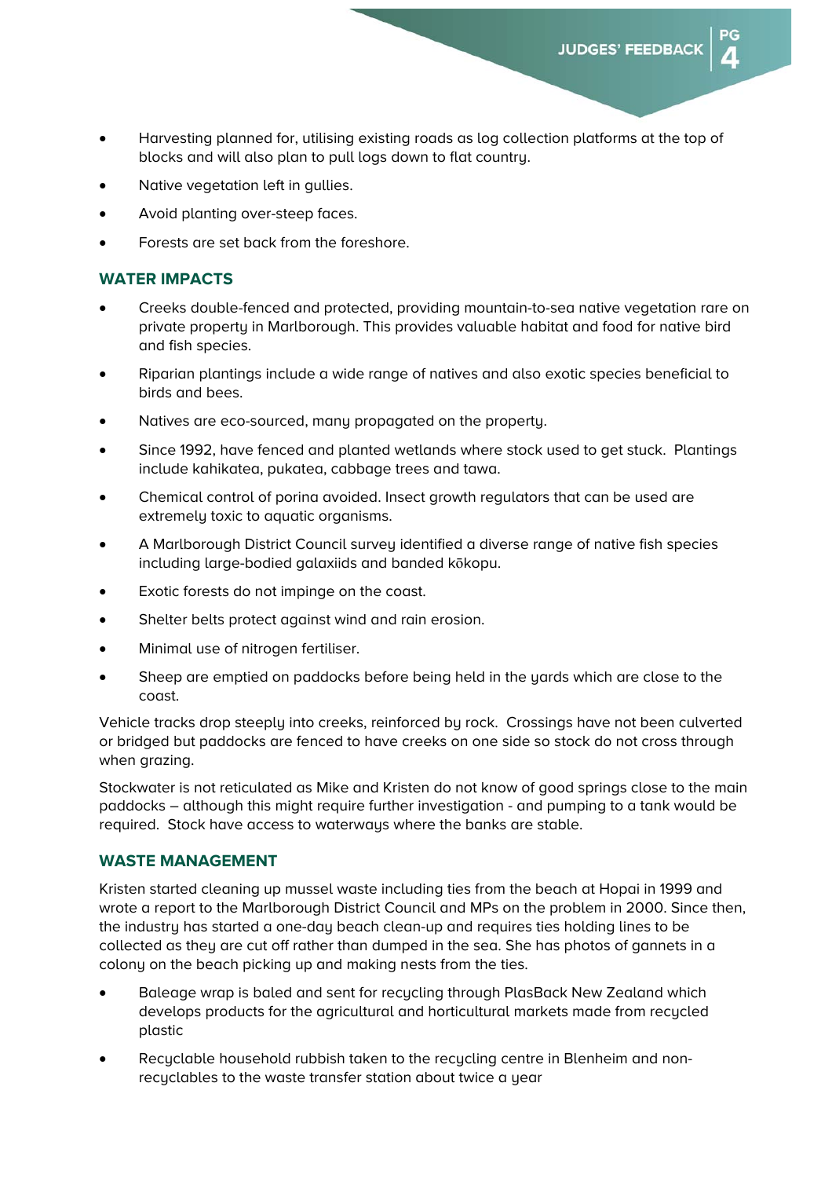- Harvesting planned for, utilising existing roads as log collection platforms at the top of blocks and will also plan to pull logs down to flat country.
- Native vegetation left in gullies.
- Avoid planting over-steep faces.
- Forests are set back from the foreshore.

## WATER IMPACTS

- Creeks double-fenced and protected, providing mountain-to-sea native vegetation rare on private property in Marlborough. This provides valuable habitat and food for native bird and fish species.
- Riparian plantings include a wide range of natives and also exotic species beneficial to birds and bees.
- Natives are eco-sourced, many propagated on the property.
- Since 1992, have fenced and planted wetlands where stock used to get stuck. Plantings include kahikatea, pukatea, cabbage trees and tawa.
- Chemical control of porina avoided. Insect growth regulators that can be used are extremely toxic to aquatic organisms.
- A Marlborough District Council survey identified a diverse range of native fish species including large-bodied galaxiids and banded kōkopu.
- Exotic forests do not impinge on the coast.
- Shelter belts protect against wind and rain erosion.
- Minimal use of nitrogen fertiliser.
- Sheep are emptied on paddocks before being held in the yards which are close to the coast.

Vehicle tracks drop steeply into creeks, reinforced by rock. Crossings have not been culverted or bridged but paddocks are fenced to have creeks on one side so stock do not cross through when grazing.

Stockwater is not reticulated as Mike and Kristen do not know of good springs close to the main paddocks – although this might require further investigation - and pumping to a tank would be required. Stock have access to waterways where the banks are stable.

## WASTE MANAGEMENT

Kristen started cleaning up mussel waste including ties from the beach at Hopai in 1999 and wrote a report to the Marlborough District Council and MPs on the problem in 2000. Since then, the industry has started a one-day beach clean-up and requires ties holding lines to be collected as they are cut off rather than dumped in the sea. She has photos of gannets in a colony on the beach picking up and making nests from the ties.

- Baleage wrap is baled and sent for recycling through PlasBack New Zealand which develops products for the agricultural and horticultural markets made from recycled plastic
- Recyclable household rubbish taken to the recycling centre in Blenheim and non-recyclables to the waste transfer station about twice a year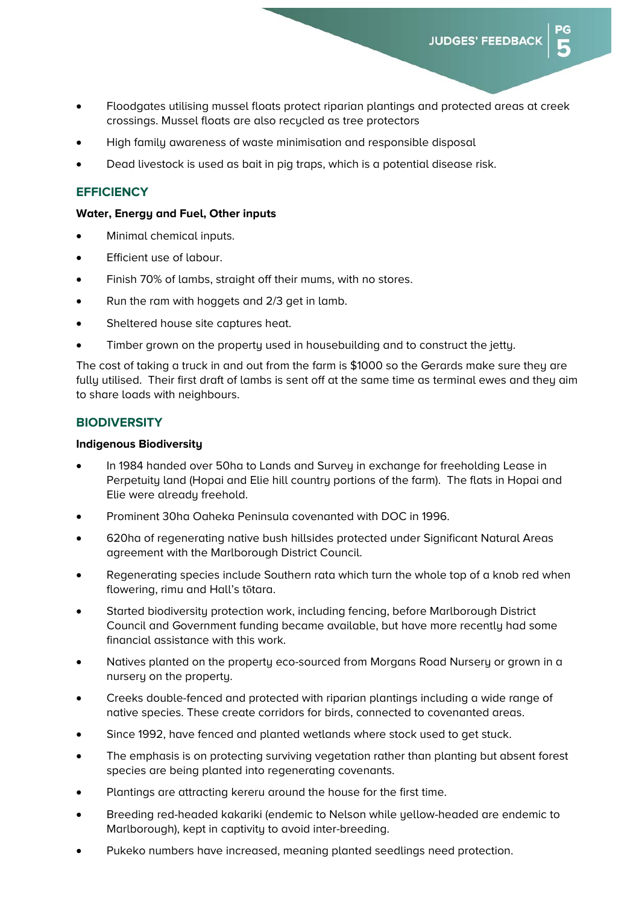- Floodgates utilising mussel floats protect riparian plantings and protected areas at creek crossings. Mussel floats are also recycled as tree protectors
- High family awareness of waste minimisation and responsible disposal
- Dead livestock is used as bait in pig traps, which is a potential disease risk.

## EFFICIENCY

**Water, Energy and Fuel, Other inputs**

- Minimal chemical inputs.
- Efficient use of labour.
- Finish 70% of lambs, straight off their mums, with no stores.
- Run the ram with hoggets and 2/3 get in lamb.
- Sheltered house site captures heat.
- Timber grown on the property used in housebuilding and to construct the jetty.

The cost of taking a truck in and out from the farm is $1000 so the Gerards make sure they are fully utilised. Their first draft of lambs is sent off at the same time as terminal ewes and they aim to share loads with neighbours.

## BIODIVERSITY

**Indigenous Biodiversity**

- In 1984 handed over 50ha to Lands and Survey in exchange for freeholding Lease in Perpetuity land (Hopai and Elie hill country portions of the farm). The flats in Hopai and Elie were already freehold.
- Prominent 30ha Oaheka Peninsula covenanted with DOC in 1996.
- 620ha of regenerating native bush hillsides protected under Significant Natural Areas agreement with the Marlborough District Council.
- Regenerating species include Southern rata which turn the whole top of a knob red when flowering, rimu and Hall's tōtara.
- Started biodiversity protection work, including fencing, before Marlborough District Council and Government funding became available, but have more recently had some financial assistance with this work.
- Natives planted on the property eco-sourced from Morgans Road Nursery or grown in a nursery on the property.
- Creeks double-fenced and protected with riparian plantings including a wide range of native species. These create corridors for birds, connected to covenanted areas.
- Since 1992, have fenced and planted wetlands where stock used to get stuck.
- The emphasis is on protecting surviving vegetation rather than planting but absent forest species are being planted into regenerating covenants.
- Plantings are attracting kereru around the house for the first time.
- Breeding red-headed kakariki (endemic to Nelson while yellow-headed are endemic to Marlborough), kept in captivity to avoid inter-breeding.
- Pukeko numbers have increased, meaning planted seedlings need protection.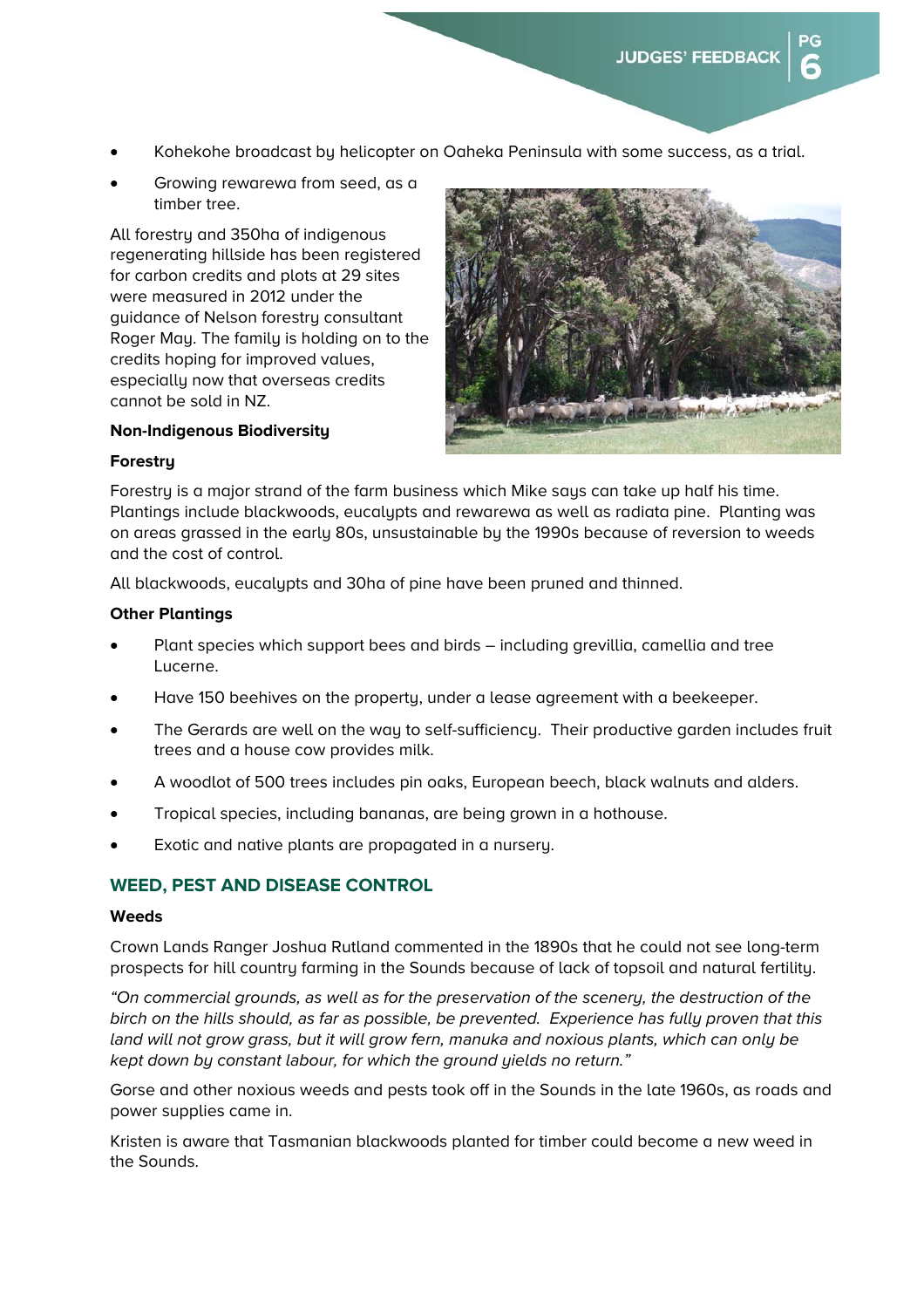- Kohekohe broadcast by helicopter on Oaheka Peninsula with some success, as a trial.
- Growing rewarewa from seed, as a timber tree.

All forestry and 350ha of indigenous regenerating hillside has been registered for carbon credits and plots at 29 sites were measured in 2012 under the guidance of Nelson forestry consultant Roger May. The family is holding on to the credits hoping for improved values, especially now that overseas credits cannot be sold in NZ.

**Non-Indigenous Biodiversity**

**Forestry**

Forestry is a major strand of the farm business which Mike says can take up half his time. Plantings include blackwoods, eucalypts and rewarewa as well as radiata pine. Planting was on areas grassed in the early 80s, unsustainable by the 1990s because of reversion to weeds and the cost of control.

All blackwoods, eucalypts and 30ha of pine have been pruned and thinned.

**Other Plantings**

- Plant species which support bees and birds – including grevillia, camellia and tree Lucerne.
- Have 150 beehives on the property, under a lease agreement with a beekeeper.
- The Gerards are well on the way to self-sufficiency. Their productive garden includes fruit trees and a house cow provides milk.
- A woodlot of 500 trees includes pin oaks, European beech, black walnuts and alders.
- Tropical species, including bananas, are being grown in a hothouse.
- Exotic and native plants are propagated in a nursery.

## WEED, PEST AND DISEASE CONTROL

**Weeds**

Crown Lands Ranger Joshua Rutland commented in the 1890s that he could not see long-term prospects for hill country farming in the Sounds because of lack of topsoil and natural fertility.

*"On commercial grounds, as well as for the preservation of the scenery, the destruction of the birch on the hills should, as far as possible, be prevented. Experience has fully proven that this land will not grow grass, but it will grow fern, manuka and noxious plants, which can only be kept down by constant labour, for which the ground yields no return."*

Gorse and other noxious weeds and pests took off in the Sounds in the late 1960s, as roads and power supplies came in.

Kristen is aware that Tasmanian blackwoods planted for timber could become a new weed in the Sounds.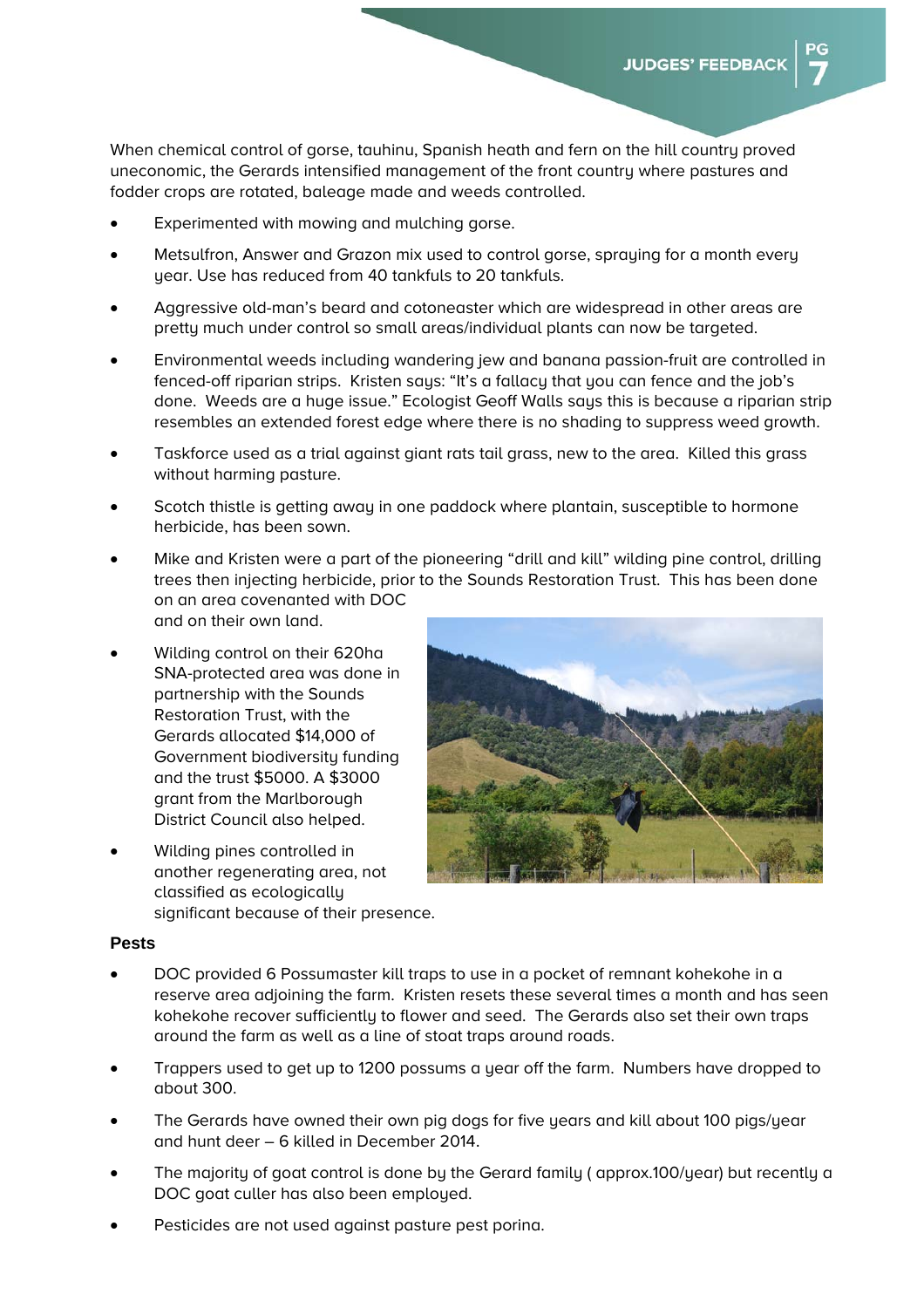When chemical control of gorse, tauhinu, Spanish heath and fern on the hill country proved uneconomic, the Gerards intensified management of the front country where pastures and fodder crops are rotated, baleage made and weeds controlled.

- Experimented with mowing and mulching gorse.
- Metsulfron, Answer and Grazon mix used to control gorse, spraying for a month every year. Use has reduced from 40 tankfuls to 20 tankfuls.
- Aggressive old-man's beard and cotoneaster which are widespread in other areas are pretty much under control so small areas/individual plants can now be targeted.
- Environmental weeds including wandering jew and banana passion-fruit are controlled in fenced-off riparian strips. Kristen says: "It's a fallacy that you can fence and the job's done. Weeds are a huge issue." Ecologist Geoff Walls says this is because a riparian strip resembles an extended forest edge where there is no shading to suppress weed growth.
- Taskforce used as a trial against giant rats tail grass, new to the area. Killed this grass without harming pasture.
- Scotch thistle is getting away in one paddock where plantain, susceptible to hormone herbicide, has been sown.
- Mike and Kristen were a part of the pioneering "drill and kill" wilding pine control, drilling trees then injecting herbicide, prior to the Sounds Restoration Trust. This has been done on an area covenanted with DOC and on their own land.
- Wilding control on their 620ha SNA-protected area was done in partnership with the Sounds Restoration Trust, with the Gerards allocated $14,000 of Government biodiversity funding and the trust $5000. A $3000 grant from the Marlborough District Council also helped.
- Wilding pines controlled in another regenerating area, not classified as ecologically significant because of their presence.

### Pests

- DOC provided 6 Possumaster kill traps to use in a pocket of remnant kohekohe in a reserve area adjoining the farm. Kristen resets these several times a month and has seen kohekohe recover sufficiently to flower and seed. The Gerards also set their own traps around the farm as well as a line of stoat traps around roads.
- Trappers used to get up to 1200 possums a year off the farm. Numbers have dropped to about 300.
- The Gerards have owned their own pig dogs for five years and kill about 100 pigs/year and hunt deer – 6 killed in December 2014.
- The majority of goat control is done by the Gerard family ( approx.100/year) but recently a DOC goat culler has also been employed.
- Pesticides are not used against pasture pest porina.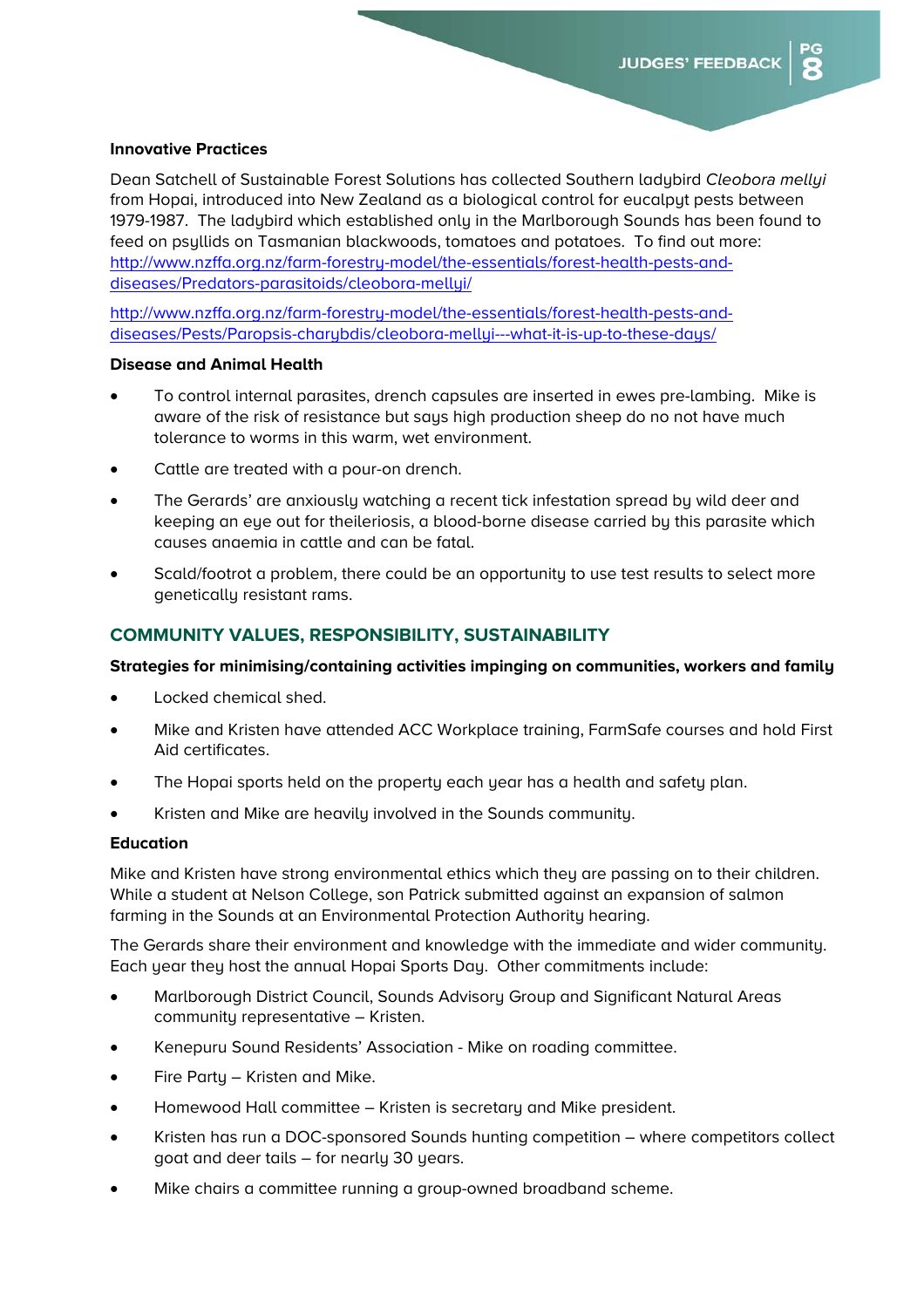### Innovative Practices

Dean Satchell of Sustainable Forest Solutions has collected Southern ladybird *Cleobora mellyi* from Hopai, introduced into New Zealand as a biological control for eucalpyt pests between 1979-1987. The ladybird which established only in the Marlborough Sounds has been found to feed on psyllids on Tasmanian blackwoods, tomatoes and potatoes. To find out more: [http://www.nzffa.org.nz/farm-forestry-model/the-essentials/forest-health-pests-and-diseases/Predators-parasitoids/cleobora-mellyi/](http://www.nzffa.org.nz/farm-forestry-model/the-essentials/forest-health-pests-and-diseases/Predators-parasitoids/cleobora-mellyi/)

[http://www.nzffa.org.nz/farm-forestry-model/the-essentials/forest-health-pests-and-diseases/Pests/Paropsis-charybdis/cleobora-mellyi---what-it-is-up-to-these-days/](http://www.nzffa.org.nz/farm-forestry-model/the-essentials/forest-health-pests-and-diseases/Pests/Paropsis-charybdis/cleobora-mellyi---what-it-is-up-to-these-days/)

### Disease and Animal Health

- To control internal parasites, drench capsules are inserted in ewes pre-lambing. Mike is aware of the risk of resistance but says high production sheep do no not have much tolerance to worms in this warm, wet environment.
- Cattle are treated with a pour-on drench.
- The Gerards' are anxiously watching a recent tick infestation spread by wild deer and keeping an eye out for theileriosis, a blood-borne disease carried by this parasite which causes anaemia in cattle and can be fatal.
- Scald/footrot a problem, there could be an opportunity to use test results to select more genetically resistant rams.

## COMMUNITY VALUES, RESPONSIBILITY, SUSTAINABILITY

### Strategies for minimising/containing activities impinging on communities, workers and family

- Locked chemical shed.
- Mike and Kristen have attended ACC Workplace training, FarmSafe courses and hold First Aid certificates.
- The Hopai sports held on the property each year has a health and safety plan.
- Kristen and Mike are heavily involved in the Sounds community.

### Education

Mike and Kristen have strong environmental ethics which they are passing on to their children. While a student at Nelson College, son Patrick submitted against an expansion of salmon farming in the Sounds at an Environmental Protection Authority hearing.

The Gerards share their environment and knowledge with the immediate and wider community. Each year they host the annual Hopai Sports Day. Other commitments include:

- Marlborough District Council, Sounds Advisory Group and Significant Natural Areas community representative – Kristen.
- Kenepuru Sound Residents' Association - Mike on roading committee.
- Fire Party – Kristen and Mike.
- Homewood Hall committee – Kristen is secretary and Mike president.
- Kristen has run a DOC-sponsored Sounds hunting competition – where competitors collect goat and deer tails – for nearly 30 years.
- Mike chairs a committee running a group-owned broadband scheme.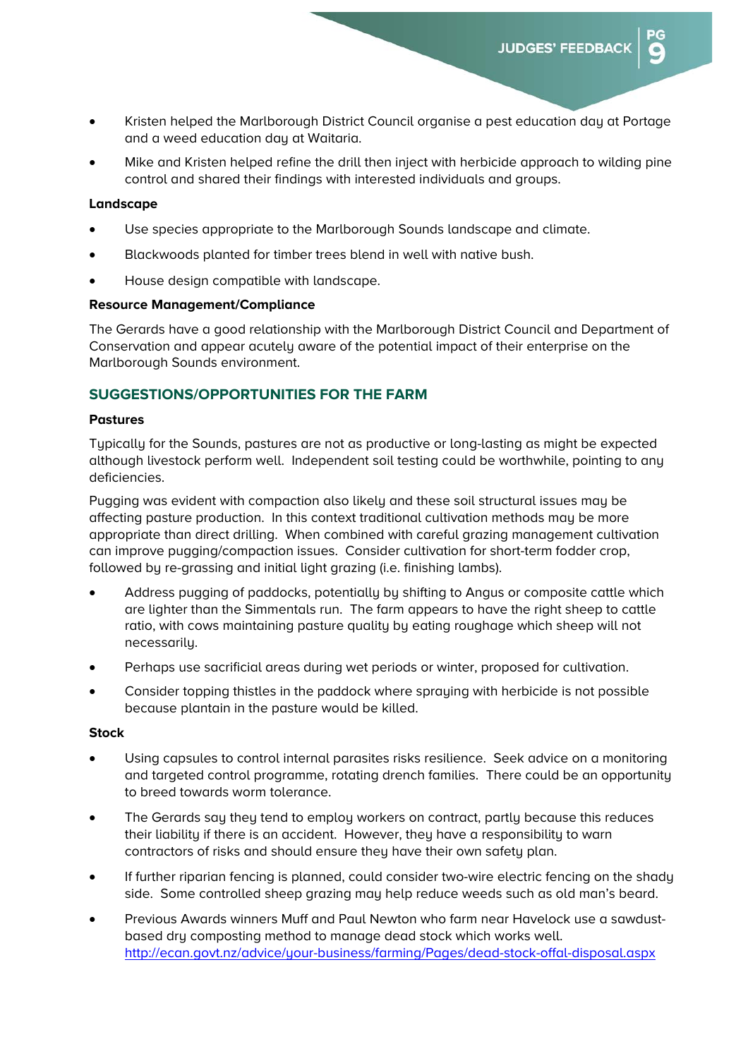- Kristen helped the Marlborough District Council organise a pest education day at Portage and a weed education day at Waitaria.
- Mike and Kristen helped refine the drill then inject with herbicide approach to wilding pine control and shared their findings with interested individuals and groups.

**Landscape**

- Use species appropriate to the Marlborough Sounds landscape and climate.
- Blackwoods planted for timber trees blend in well with native bush.
- House design compatible with landscape.

**Resource Management/Compliance**

The Gerards have a good relationship with the Marlborough District Council and Department of Conservation and appear acutely aware of the potential impact of their enterprise on the Marlborough Sounds environment.

## SUGGESTIONS/OPPORTUNITIES FOR THE FARM

**Pastures**

Typically for the Sounds, pastures are not as productive or long-lasting as might be expected although livestock perform well. Independent soil testing could be worthwhile, pointing to any deficiencies.

Pugging was evident with compaction also likely and these soil structural issues may be affecting pasture production. In this context traditional cultivation methods may be more appropriate than direct drilling. When combined with careful grazing management cultivation can improve pugging/compaction issues. Consider cultivation for short-term fodder crop, followed by re-grassing and initial light grazing (i.e. finishing lambs).

- Address pugging of paddocks, potentially by shifting to Angus or composite cattle which are lighter than the Simmentals run. The farm appears to have the right sheep to cattle ratio, with cows maintaining pasture quality by eating roughage which sheep will not necessarily.
- Perhaps use sacrificial areas during wet periods or winter, proposed for cultivation.
- Consider topping thistles in the paddock where spraying with herbicide is not possible because plantain in the pasture would be killed.

**Stock**

- Using capsules to control internal parasites risks resilience. Seek advice on a monitoring and targeted control programme, rotating drench families. There could be an opportunity to breed towards worm tolerance.
- The Gerards say they tend to employ workers on contract, partly because this reduces their liability if there is an accident. However, they have a responsibility to warn contractors of risks and should ensure they have their own safety plan.
- If further riparian fencing is planned, could consider two-wire electric fencing on the shady side. Some controlled sheep grazing may help reduce weeds such as old man's beard.
- Previous Awards winners Muff and Paul Newton who farm near Havelock use a sawdust-based dry composting method to manage dead stock which works well. http://ecan.govt.nz/advice/your-business/farming/Pages/dead-stock-offal-disposal.aspx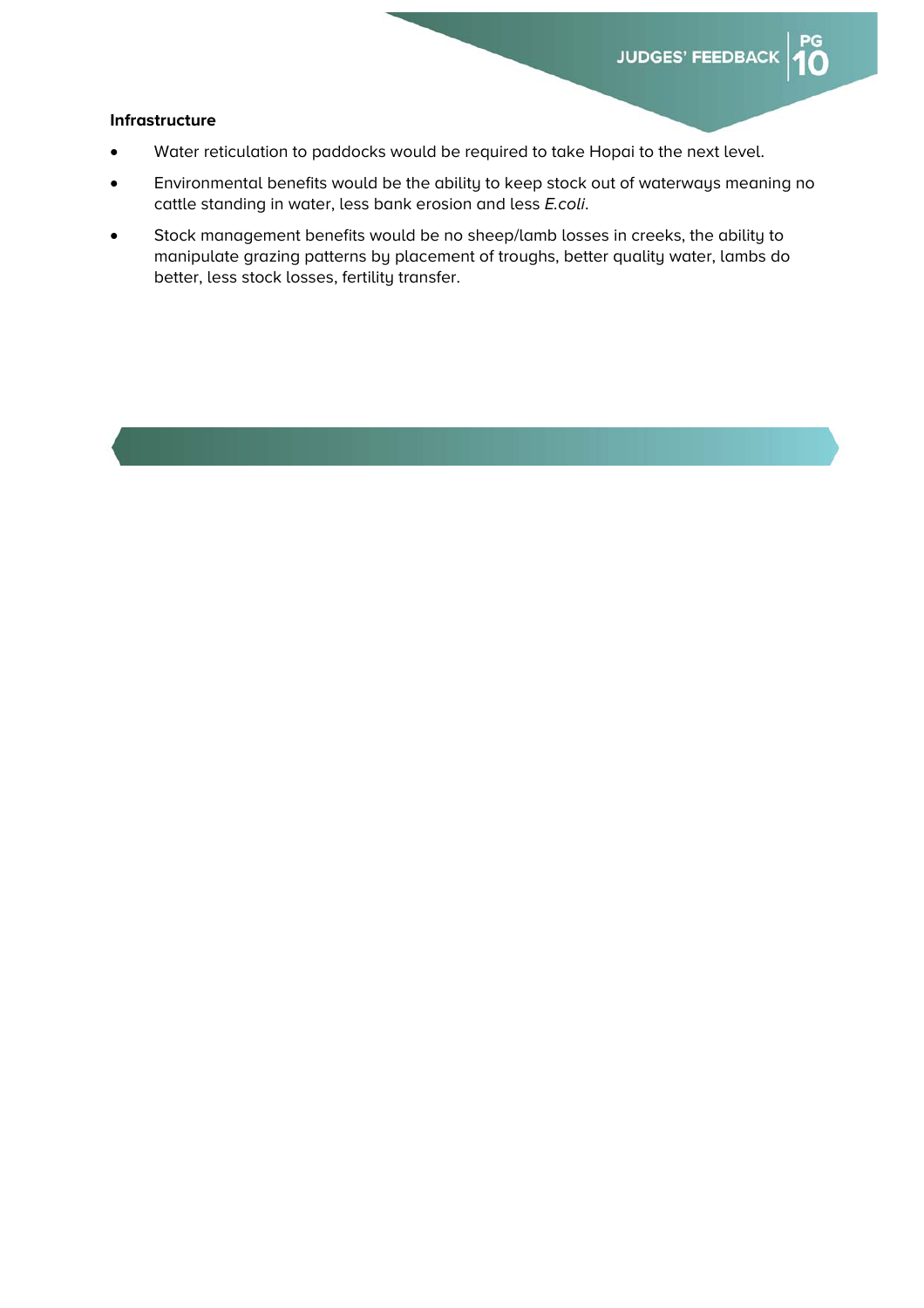**Infrastructure**

- Water reticulation to paddocks would be required to take Hopai to the next level.
- Environmental benefits would be the ability to keep stock out of waterways meaning no cattle standing in water, less bank erosion and less *E.coli*.
- Stock management benefits would be no sheep/lamb losses in creeks, the ability to manipulate grazing patterns by placement of troughs, better quality water, lambs do better, less stock losses, fertility transfer.